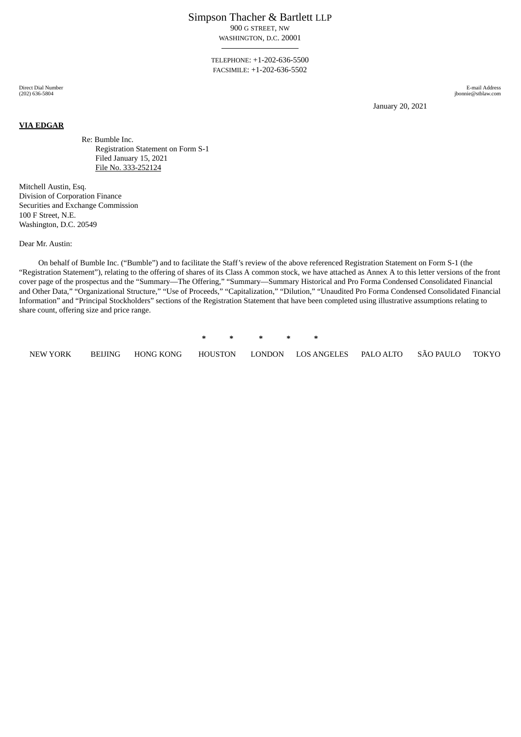Simpson Thacher & Bartlett LLP

900 G STREET, NW

WASHINGTON, D.C. 20001

---

TELEPHONE: +1-202-636-5500

FACSIMILE: +1-202-636-5502

Direct Dial Number
(202) 636-5804

E-mail Address
jbonnie@stblaw.com

January 20, 2021

**VIA EDGAR**

Re: Bumble Inc.
Registration Statement on Form S-1
Filed January 15, 2021
File No. 333-252124

Mitchell Austin, Esq.
Division of Corporation Finance
Securities and Exchange Commission
100 F Street, N.E.
Washington, D.C. 20549

Dear Mr. Austin:

On behalf of Bumble Inc. ("Bumble") and to facilitate the Staff's review of the above referenced Registration Statement on Form S-1 (the "Registration Statement"), relating to the offering of shares of its Class A common stock, we have attached as Annex A to this letter versions of the front cover page of the prospectus and the "Summary—The Offering," "Summary—Summary Historical and Pro Forma Condensed Consolidated Financial and Other Data," "Organizational Structure," "Use of Proceeds," "Capitalization," "Dilution," "Unaudited Pro Forma Condensed Consolidated Financial Information" and "Principal Stockholders" sections of the Registration Statement that have been completed using illustrative assumptions relating to share count, offering size and price range.

\* \* \* \* \*

NEW YORK BEIJING HONG KONG HOUSTON LONDON LOS ANGELES PALO ALTO SÃO PAULO TOKYO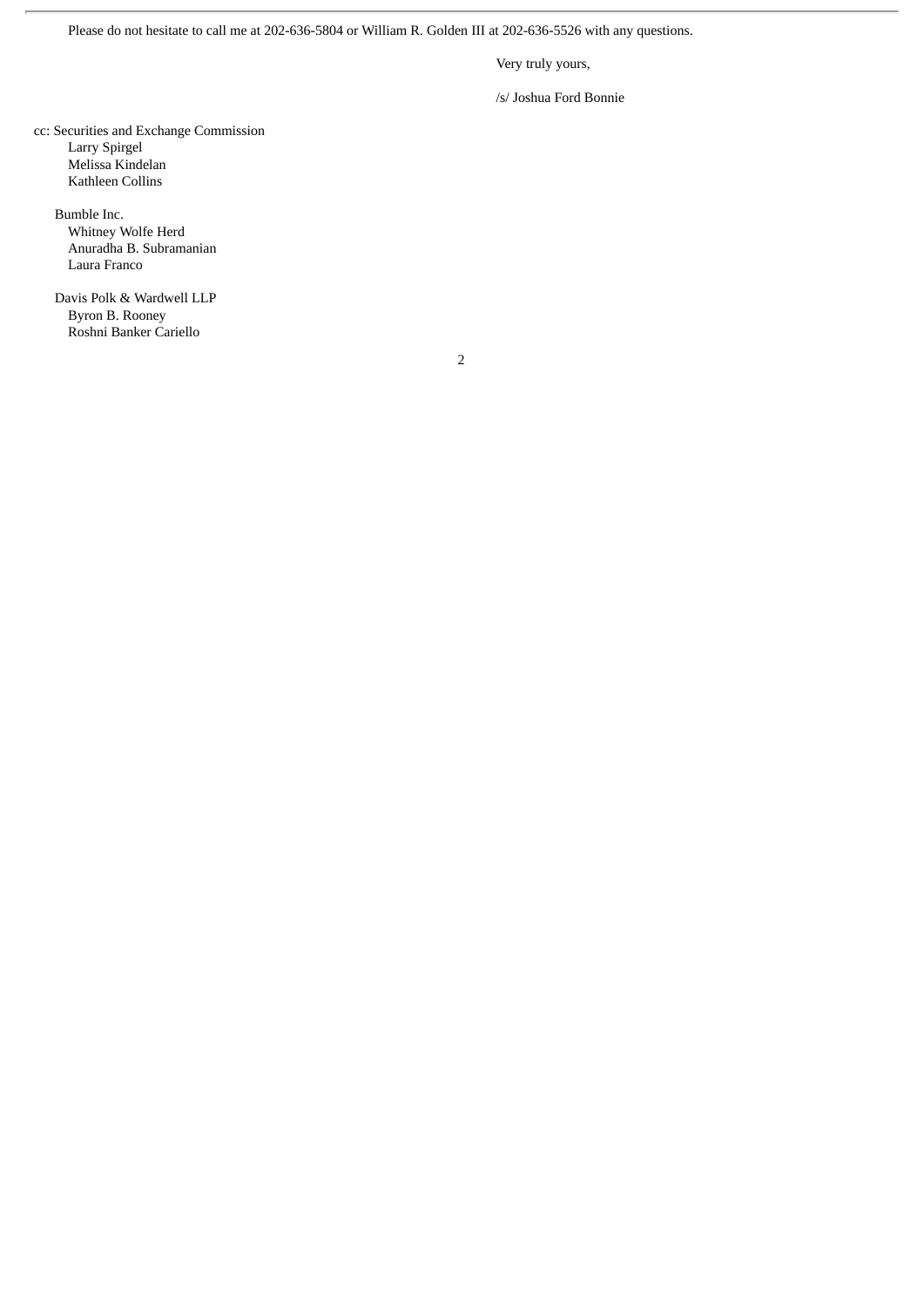Please do not hesitate to call me at 202-636-5804 or William R. Golden III at 202-636-5526 with any questions.

Very truly yours,

/s/ Joshua Ford Bonnie

cc: Securities and Exchange Commission
Larry Spirgel
Melissa Kindelan
Kathleen Collins

Bumble Inc.
Whitney Wolfe Herd
Anuradha B. Subramanian
Laura Franco

Davis Polk & Wardwell LLP
Byron B. Rooney
Roshni Banker Cariello